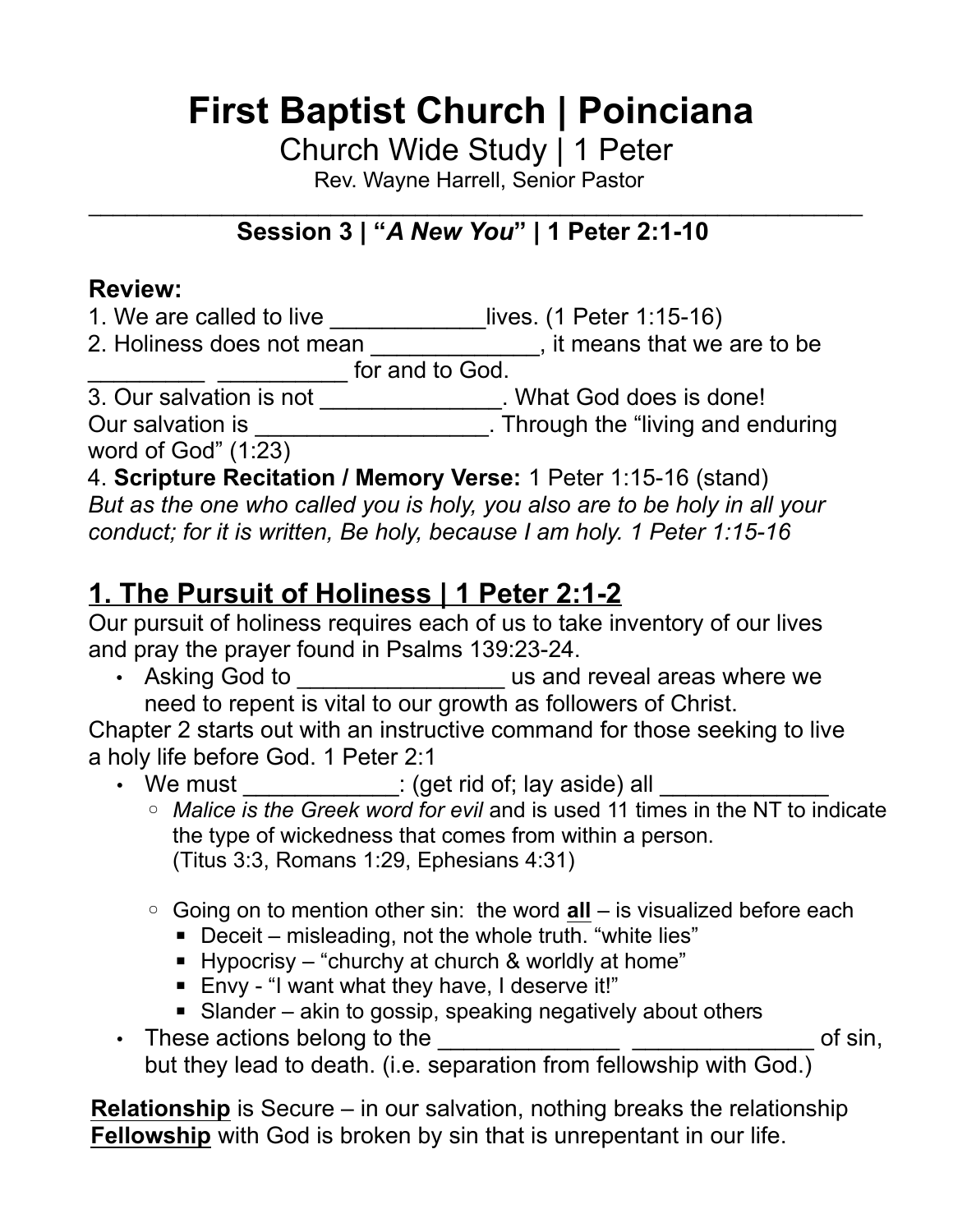# First Baptist Church | Poinciana

Church Wide Study | 1 Peter

Rev. Wayne Harrell, Senior Pastor

---

## Session 3 | "*A New You*" | 1 Peter 2:1-10

**Review:**

1. We are called to live ____________lives. (1 Peter 1:15-16)
2. Holiness does not mean _____________, it means that we are to be _________ __________ for and to God.
3. Our salvation is not ______________. What God does is done! Our salvation is __________________. Through the "living and enduring word of God" (1:23)
4. **Scripture Recitation / Memory Verse:** 1 Peter 1:15-16 (stand)

*But as the one who called you is holy, you also are to be holy in all your conduct; for it is written, Be holy, because I am holy. 1 Peter 1:15-16*

## 1. The Pursuit of Holiness | 1 Peter 2:1-2

Our pursuit of holiness requires each of us to take inventory of our lives and pray the prayer found in Psalms 139:23-24.

- Asking God to ________________ us and reveal areas where we need to repent is vital to our growth as followers of Christ.

Chapter 2 starts out with an instructive command for those seeking to live a holy life before God. 1 Peter 2:1

- We must ____________: (get rid of; lay aside) all _____________
  - *Malice is the Greek word for evil* and is used 11 times in the NT to indicate the type of wickedness that comes from within a person. (Titus 3:3, Romans 1:29, Ephesians 4:31)
  - Going on to mention other sin: the word **all** – is visualized before each
    - Deceit – misleading, not the whole truth. "white lies"
    - Hypocrisy – "churchy at church & worldly at home"
    - Envy - "I want what they have, I deserve it!"
    - Slander – akin to gossip, speaking negatively about others
- These actions belong to the ______________ ______________ of sin, but they lead to death. (i.e. separation from fellowship with God.)

**Relationship** is Secure – in our salvation, nothing breaks the relationship
**Fellowship** with God is broken by sin that is unrepentant in our life.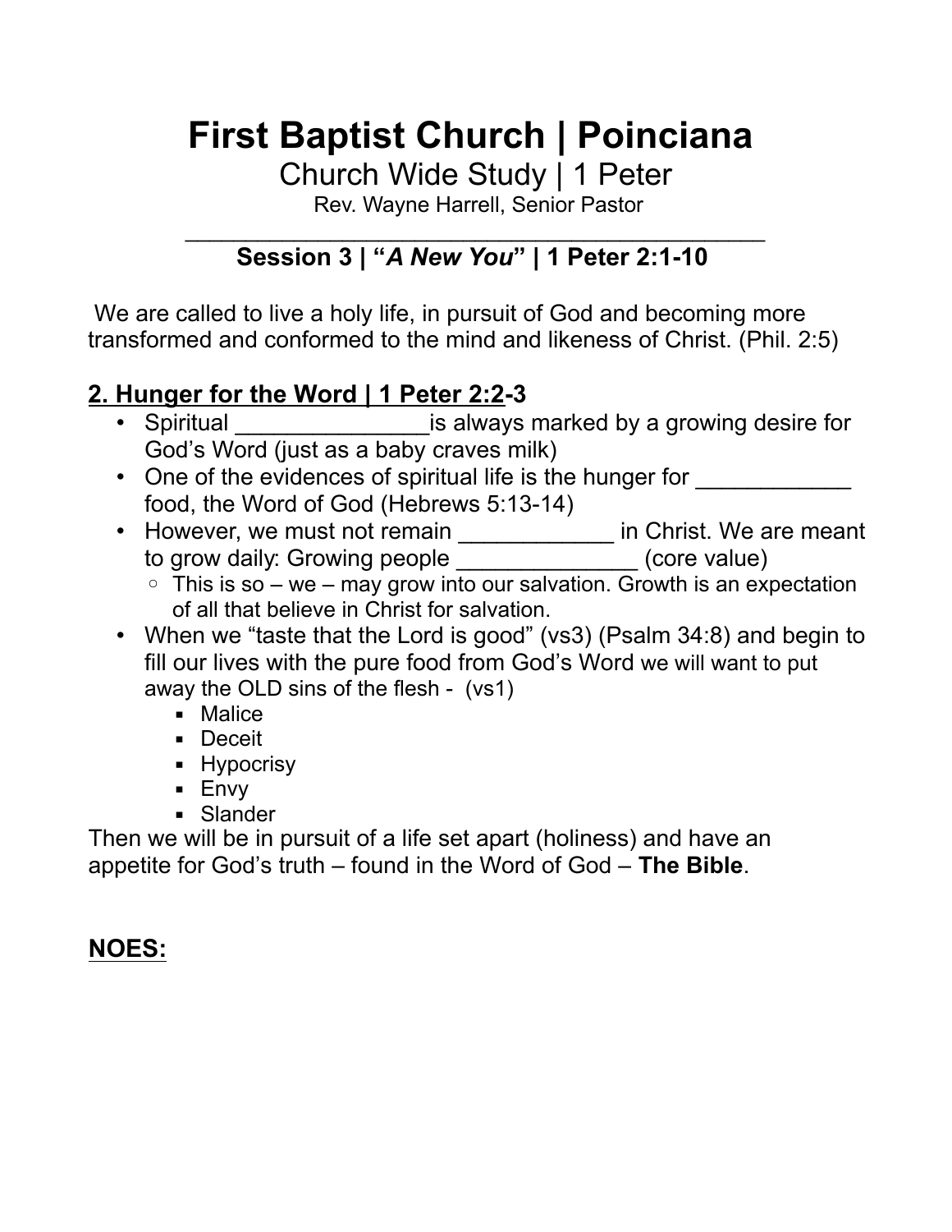# First Baptist Church | Poinciana

Church Wide Study | 1 Peter

Rev. Wayne Harrell, Senior Pastor

---

### Session 3 | "*A New You*" | 1 Peter 2:1-10

We are called to live a holy life, in pursuit of God and becoming more transformed and conformed to the mind and likeness of Christ. (Phil. 2:5)

## <u>2. Hunger for the Word | 1 Peter 2:2</u>-3

- Spiritual _______________is always marked by a growing desire for God's Word (just as a baby craves milk)
- One of the evidences of spiritual life is the hunger for ____________ food, the Word of God (Hebrews 5:13-14)
- However, we must not remain ____________ in Christ. We are meant to grow daily: Growing people ______________ (core value)
    - This is so – we – may grow into our salvation. Growth is an expectation of all that believe in Christ for salvation.
- When we "taste that the Lord is good" (vs3) (Psalm 34:8) and begin to fill our lives with the pure food from God's Word we will want to put away the OLD sins of the flesh - (vs1)
    - Malice
    - Deceit
    - Hypocrisy
    - Envy
    - Slander

Then we will be in pursuit of a life set apart (holiness) and have an appetite for God's truth – found in the Word of God – **The Bible**.

**<u>NOES:</u>**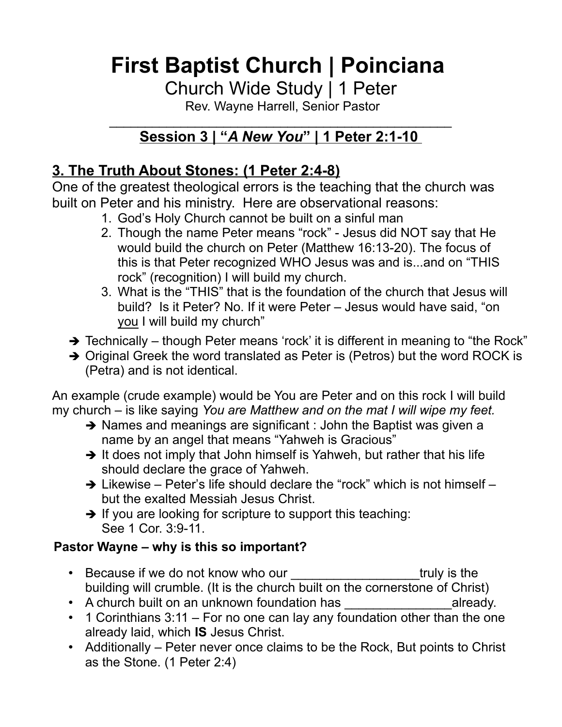# First Baptist Church | Poinciana

Church Wide Study | 1 Peter

Rev. Wayne Harrell, Senior Pastor

_______________________________________________

## Session 3 | "*A New You*" | 1 Peter 2:1-10

## 3. The Truth About Stones: (1 Peter 2:4-8)

One of the greatest theological errors is the teaching that the church was built on Peter and his ministry. Here are observational reasons:

1. God's Holy Church cannot be built on a sinful man
2. Though the name Peter means "rock" - Jesus did NOT say that He would build the church on Peter (Matthew 16:13-20). The focus of this is that Peter recognized WHO Jesus was and is...and on "THIS rock" (recognition) I will build my church.
3. What is the "THIS" that is the foundation of the church that Jesus will build? Is it Peter? No. If it were Peter – Jesus would have said, "on <u>you</u> I will build my church"

- ➔ Technically – though Peter means 'rock' it is different in meaning to "the Rock"
- ➔ Original Greek the word translated as Peter is (Petros) but the word ROCK is (Petra) and is not identical.

An example (crude example) would be You are Peter and on this rock I will build my church – is like saying *You are Matthew and on the mat I will wipe my feet.*

- ➔ Names and meanings are significant : John the Baptist was given a name by an angel that means "Yahweh is Gracious"
- ➔ It does not imply that John himself is Yahweh, but rather that his life should declare the grace of Yahweh.
- ➔ Likewise – Peter's life should declare the "rock" which is not himself – but the exalted Messiah Jesus Christ.
- ➔ If you are looking for scripture to support this teaching: See 1 Cor. 3:9-11.

**Pastor Wayne – why is this so important?**

- Because if we do not know who our __________________truly is the building will crumble. (It is the church built on the cornerstone of Christ)
- A church built on an unknown foundation has _______________already.
- 1 Corinthians 3:11 – For no one can lay any foundation other than the one already laid, which **IS** Jesus Christ.
- Additionally – Peter never once claims to be the Rock, But points to Christ as the Stone. (1 Peter 2:4)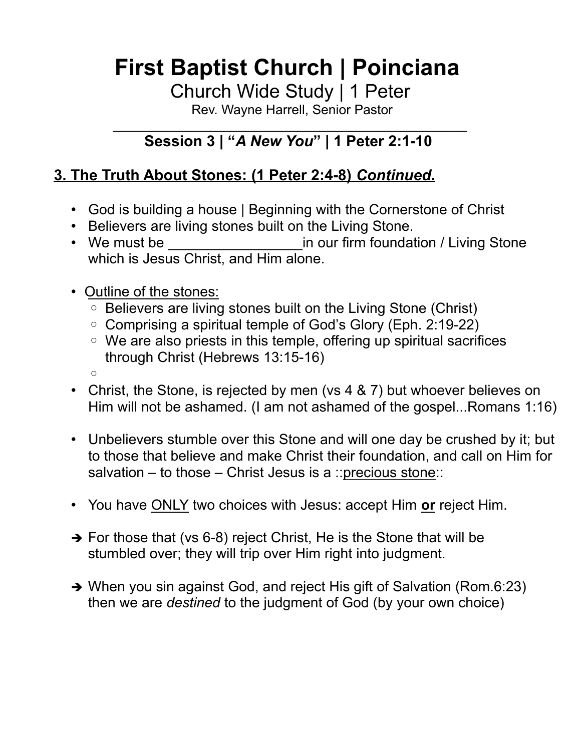# First Baptist Church | Poinciana

Church Wide Study | 1 Peter

Rev. Wayne Harrell, Senior Pastor

_______________________________________________

## Session 3 | "*A New You*" | 1 Peter 2:1-10

### 3. The Truth About Stones: (1 Peter 2:4-8) *Continued.*

- God is building a house | Beginning with the Cornerstone of Christ
- Believers are living stones built on the Living Stone.
- We must be _________________in our firm foundation / Living Stone which is Jesus Christ, and Him alone.

- <u>Outline of the stones:</u>
  - Believers are living stones built on the Living Stone (Christ)
  - Comprising a spiritual temple of God's Glory (Eph. 2:19-22)
  - We are also priests in this temple, offering up spiritual sacrifices through Christ (Hebrews 13:15-16)
  - 
- Christ, the Stone, is rejected by men (vs 4 & 7) but whoever believes on Him will not be ashamed. (I am not ashamed of the gospel...Romans 1:16)

- Unbelievers stumble over this Stone and will one day be crushed by it; but to those that believe and make Christ their foundation, and call on Him for salvation – to those – Christ Jesus is a ::<u>precious stone</u>::

- You have <u>ONLY</u> two choices with Jesus: accept Him **<u>or</u>** reject Him.

➔ For those that (vs 6-8) reject Christ, He is the Stone that will be stumbled over; they will trip over Him right into judgment.

➔ When you sin against God, and reject His gift of Salvation (Rom.6:23) then we are *destined* to the judgment of God (by your own choice)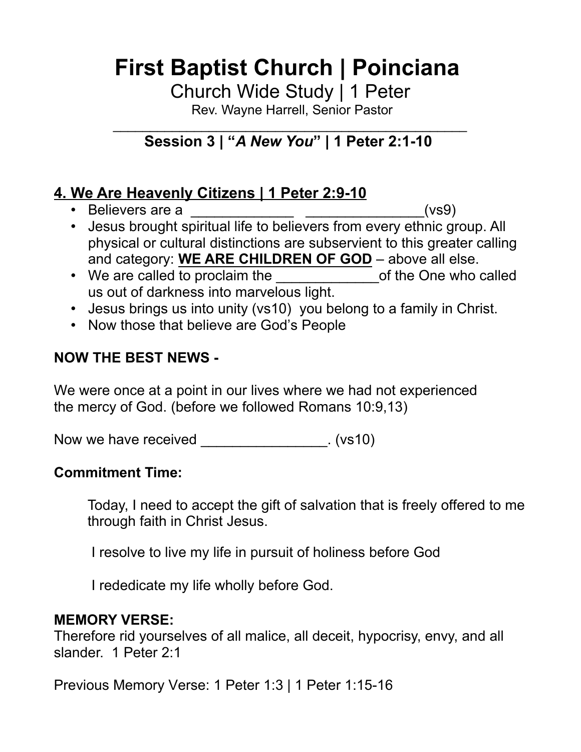# First Baptist Church | Poinciana

## Church Wide Study | 1 Peter

Rev. Wayne Harrell, Senior Pastor

___

## Session 3 | "*A New You*" | 1 Peter 2:1-10

### 4. We Are Heavenly Citizens | 1 Peter 2:9-10

- Believers are a _____________ _______________(vs9)
- Jesus brought spiritual life to believers from every ethnic group. All physical or cultural distinctions are subservient to this greater calling and category: **WE ARE CHILDREN OF GOD** – above all else.
- We are called to proclaim the _____________of the One who called us out of darkness into marvelous light.
- Jesus brings us into unity (vs10) you belong to a family in Christ.
- Now those that believe are God's People

**NOW THE BEST NEWS -**

We were once at a point in our lives where we had not experienced the mercy of God. (before we followed Romans 10:9,13)

Now we have received ________________. (vs10)

**Commitment Time:**

Today, I need to accept the gift of salvation that is freely offered to me through faith in Christ Jesus.

I resolve to live my life in pursuit of holiness before God

I rededicate my life wholly before God.

**MEMORY VERSE:**
Therefore rid yourselves of all malice, all deceit, hypocrisy, envy, and all slander. 1 Peter 2:1

Previous Memory Verse: 1 Peter 1:3 | 1 Peter 1:15-16